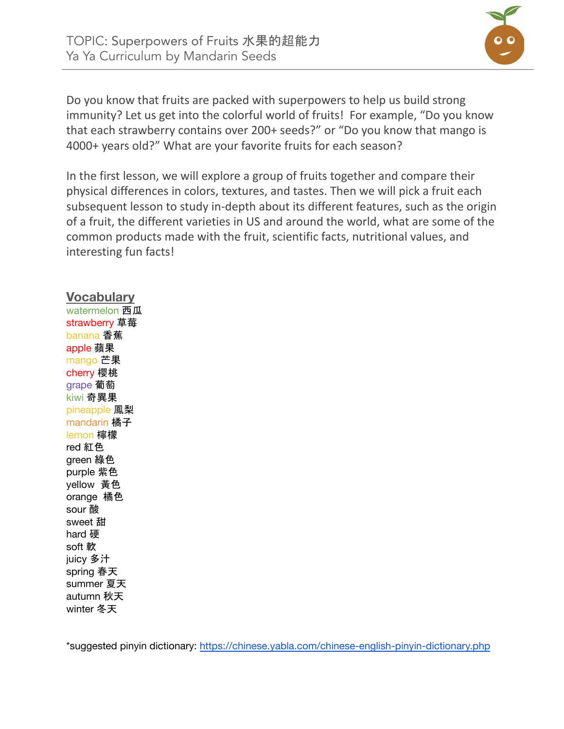# TOPIC: Superpowers of Fruits 水果的超能力

Ya Ya Curriculum by Mandarin Seeds

Do you know that fruits are packed with superpowers to help us build strong immunity? Let us get into the colorful world of fruits! For example, "Do you know that each strawberry contains over 200+ seeds?" or "Do you know that mango is 4000+ years old?" What are your favorite fruits for each season?

In the first lesson, we will explore a group of fruits together and compare their physical differences in colors, textures, and tastes. Then we will pick a fruit each subsequent lesson to study in-depth about its different features, such as the origin of a fruit, the different varieties in US and around the world, what are some of the common products made with the fruit, scientific facts, nutritional values, and interesting fun facts!

## Vocabulary

watermelon 西瓜
strawberry 草莓
banana 香蕉
apple 蘋果
mango 芒果
cherry 櫻桃
grape 葡萄
kiwi 奇異果
pineapple 鳳梨
mandarin 橘子
lemon 檸檬
red 紅色
green 綠色
purple 紫色
yellow 黃色
orange 橘色
sour 酸
sweet 甜
hard 硬
soft 軟
juicy 多汁
spring 春天
summer 夏天
autumn 秋天
winter 冬天

*suggested pinyin dictionary: https://chinese.yabla.com/chinese-english-pinyin-dictionary.php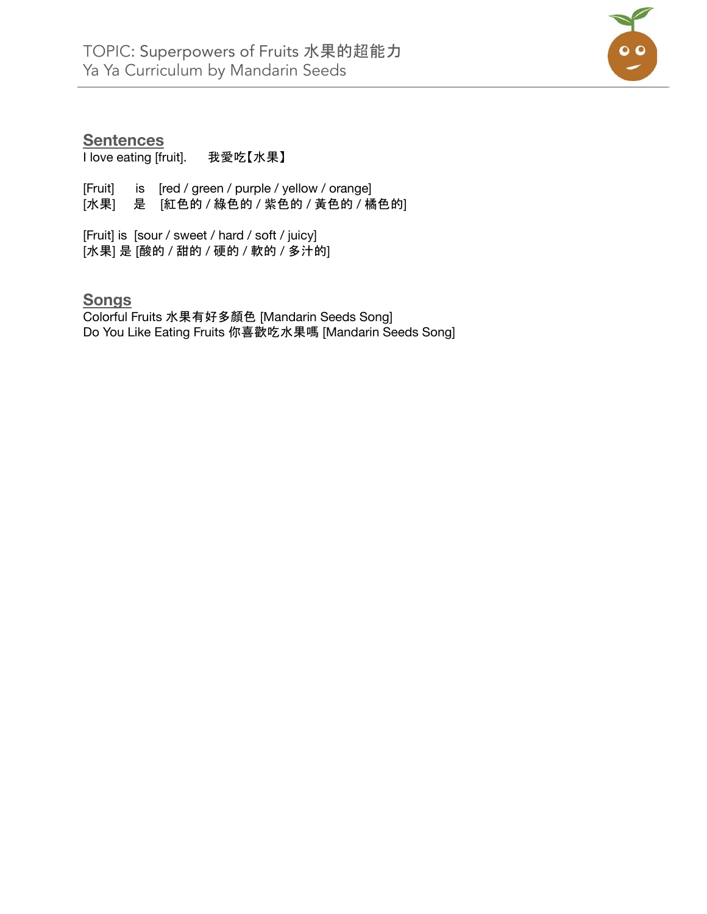## Sentences

I love eating [fruit]. 我愛吃【水果】

[Fruit] is [red / green / purple / yellow / orange]
[水果] 是 [紅色的 / 綠色的 / 紫色的 / 黃色的 / 橘色的]

[Fruit] is [sour / sweet / hard / soft / juicy]
[水果] 是 [酸的 / 甜的 / 硬的 / 軟的 / 多汁的]

## Songs

Colorful Fruits 水果有好多顏色 [Mandarin Seeds Song]
Do You Like Eating Fruits 你喜歡吃水果嗎 [Mandarin Seeds Song]